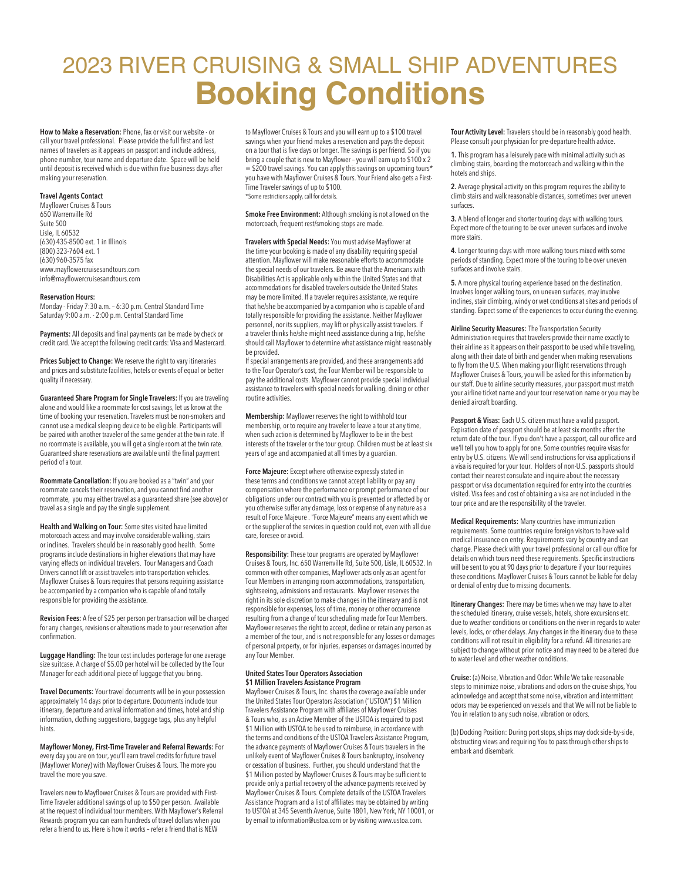# 2023 RIVER CRUISING & SMALL SHIP ADVENTURES

# Booking Conditions

**How to Make a Reservation:** Phone, fax or visit our website - or call your travel professional. Please provide the full first and last names of travelers as it appears on passport and include address, phone number, tour name and departure date. Space will be held until deposit is received which is due within five business days after making your reservation.

**Travel Agents Contact**
Mayflower Cruises & Tours
650 Warrenville Rd
Suite 500
Lisle, IL 60532
(630) 435-8500 ext. 1 in Illinois
(800) 323-7604 ext. 1
(630) 960-3575 fax
www.mayflowercruisesandtours.com
info@mayflowercruisesandtours.com

**Reservation Hours:**
Monday - Friday 7:30 a.m. – 6:30 p.m. Central Standard Time
Saturday 9:00 a.m. - 2:00 p.m. Central Standard Time

**Payments:** All deposits and final payments can be made by check or credit card. We accept the following credit cards: Visa and Mastercard.

**Prices Subject to Change:** We reserve the right to vary itineraries and prices and substitute facilities, hotels or events of equal or better quality if necessary.

**Guaranteed Share Program for Single Travelers:** If you are traveling alone and would like a roommate for cost savings, let us know at the time of booking your reservation. Travelers must be non-smokers and cannot use a medical sleeping device to be eligible. Participants will be paired with another traveler of the same gender at the twin rate. If no roommate is available, you will get a single room at the twin rate. Guaranteed share reservations are available until the final payment period of a tour.

**Roommate Cancellation:** If you are booked as a "twin" and your roommate cancels their reservation, and you cannot find another roommate, you may either travel as a guaranteed share (see above) or travel as a single and pay the single supplement.

**Health and Walking on Tour:** Some sites visited have limited motorcoach access and may involve considerable walking, stairs or inclines. Travelers should be in reasonably good health. Some programs include destinations in higher elevations that may have varying effects on individual travelers. Tour Managers and Coach Drivers cannot lift or assist travelers into transportation vehicles. Mayflower Cruises & Tours requires that persons requiring assistance be accompanied by a companion who is capable of and totally responsible for providing the assistance.

**Revision Fees:** A fee of $25 per person per transaction will be charged for any changes, revisions or alterations made to your reservation after confirmation.

**Luggage Handling:** The tour cost includes porterage for one average size suitcase. A charge of $5.00 per hotel will be collected by the Tour Manager for each additional piece of luggage that you bring.

**Travel Documents:** Your travel documents will be in your possession approximately 14 days prior to departure. Documents include tour itinerary, departure and arrival information and times, hotel and ship information, clothing suggestions, baggage tags, plus any helpful hints.

**Mayflower Money, First-Time Traveler and Referral Rewards:** For every day you are on tour, you'll earn travel credits for future travel (Mayflower Money) with Mayflower Cruises & Tours. The more you travel the more you save.

Travelers new to Mayflower Cruises & Tours are provided with First-Time Traveler additional savings of up to $50 per person. Available at the request of individual tour members. With Mayflower's Referral Rewards program you can earn hundreds of travel dollars when you refer a friend to us. Here is how it works – refer a friend that is NEW to Mayflower Cruises & Tours and you will earn up to a $100 travel savings when your friend makes a reservation and pays the deposit on a tour that is five days or longer. The savings is per friend. So if you bring a couple that is new to Mayflower – you will earn up to $100 x 2 = $200 travel savings. You can apply this savings on upcoming tours* you have with Mayflower Cruises & Tours. Your Friend also gets a First-Time Traveler savings of up to $100.
*Some restrictions apply, call for details.

**Smoke Free Environment:** Although smoking is not allowed on the motorcoach, frequent rest/smoking stops are made.

**Travelers with Special Needs:** You must advise Mayflower at the time your booking is made of any disability requiring special attention. Mayflower will make reasonable efforts to accommodate the special needs of our travelers. Be aware that the Americans with Disabilities Act is applicable only within the United States and that accommodations for disabled travelers outside the United States may be more limited. If a traveler requires assistance, we require that he/she be accompanied by a companion who is capable of and totally responsible for providing the assistance. Neither Mayflower personnel, nor its suppliers, may lift or physically assist travelers. If a traveler thinks he/she might need assistance during a trip, he/she should call Mayflower to determine what assistance might reasonably be provided.
If special arrangements are provided, and these arrangements add to the Tour Operator's cost, the Tour Member will be responsible to pay the additional costs. Mayflower cannot provide special individual assistance to travelers with special needs for walking, dining or other routine activities.

**Membership:** Mayflower reserves the right to withhold tour membership, or to require any traveler to leave a tour at any time, when such action is determined by Mayflower to be in the best interests of the traveler or the tour group. Children must be at least six years of age and accompanied at all times by a guardian.

**Force Majeure:** Except where otherwise expressly stated in these terms and conditions we cannot accept liability or pay any compensation where the performance or prompt performance of our obligations under our contract with you is prevented or affected by or you otherwise suffer any damage, loss or expense of any nature as a result of Force Majeure . "Force Majeure" means any event which we or the supplier of the services in question could not, even with all due care, foresee or avoid.

**Responsibility:** These tour programs are operated by Mayflower Cruises & Tours, Inc. 650 Warrenville Rd, Suite 500, Lisle, IL 60532. In common with other companies, Mayflower acts only as an agent for Tour Members in arranging room accommodations, transportation, sightseeing, admissions and restaurants. Mayflower reserves the right in its sole discretion to make changes in the itinerary and is not responsible for expenses, loss of time, money or other occurrence resulting from a change of tour scheduling made for Tour Members. Mayflower reserves the right to accept, decline or retain any person as a member of the tour, and is not responsible for any losses or damages of personal property, or for injuries, expenses or damages incurred by any Tour Member.

**United States Tour Operators Association**
**$1 Million Travelers Assistance Program**
Mayflower Cruises & Tours, Inc. shares the coverage available under the United States Tour Operators Association ("USTOA") $1 Million Travelers Assistance Program with affiliates of Mayflower Cruises & Tours who, as an Active Member of the USTOA is required to post $1 Million with USTOA to be used to reimburse, in accordance with the terms and conditions of the USTOA Travelers Assistance Program, the advance payments of Mayflower Cruises & Tours travelers in the unlikely event of Mayflower Cruises & Tours bankruptcy, insolvency or cessation of business. Further, you should understand that the $1 Million posted by Mayflower Cruises & Tours may be sufficient to provide only a partial recovery of the advance payments received by Mayflower Cruises & Tours. Complete details of the USTOA Travelers Assistance Program and a list of affiliates may be obtained by writing to USTOA at 345 Seventh Avenue, Suite 1801, New York, NY 10001, or by email to information@ustoa.com or by visiting www.ustoa.com.

**Tour Activity Level:** Travelers should be in reasonably good health. Please consult your physician for pre-departure health advice.

**1.** This program has a leisurely pace with minimal activity such as climbing stairs, boarding the motorcoach and walking within the hotels and ships.

**2.** Average physical activity on this program requires the ability to climb stairs and walk reasonable distances, sometimes over uneven surfaces.

**3.** A blend of longer and shorter touring days with walking tours. Expect more of the touring to be over uneven surfaces and involve more stairs.

**4.** Longer touring days with more walking tours mixed with some periods of standing. Expect more of the touring to be over uneven surfaces and involve stairs.

**5.** A more physical touring experience based on the destination. Involves longer walking tours, on uneven surfaces, may involve inclines, stair climbing, windy or wet conditions at sites and periods of standing. Expect some of the experiences to occur during the evening.

**Airline Security Measures:** The Transportation Security Administration requires that travelers provide their name exactly to their airline as it appears on their passport to be used while traveling, along with their date of birth and gender when making reservations to fly from the U.S. When making your flight reservations through Mayflower Cruises & Tours, you will be asked for this information by our staff. Due to airline security measures, your passport must match your airline ticket name and your tour reservation name or you may be denied aircraft boarding.

**Passport & Visas:** Each U.S. citizen must have a valid passport. Expiration date of passport should be at least six months after the return date of the tour. If you don't have a passport, call our office and we'll tell you how to apply for one. Some countries require visas for entry by U.S. citizens. We will send instructions for visa applications if a visa is required for your tour. Holders of non-U.S. passports should contact their nearest consulate and inquire about the necessary passport or visa documentation required for entry into the countries visited. Visa fees and cost of obtaining a visa are not included in the tour price and are the responsibility of the traveler.

**Medical Requirements:** Many countries have immunization requirements. Some countries require foreign visitors to have valid medical insurance on entry. Requirements vary by country and can change. Please check with your travel professional or call our office for details on which tours need these requirements. Specific instructions will be sent to you at 90 days prior to departure if your tour requires these conditions. Mayflower Cruises & Tours cannot be liable for delay or denial of entry due to missing documents.

**Itinerary Changes:** There may be times when we may have to alter the scheduled itinerary, cruise vessels, hotels, shore excursions etc. due to weather conditions or conditions on the river in regards to water levels, locks, or other delays. Any changes in the itinerary due to these conditions will not result in eligibility for a refund. All itineraries are subject to change without prior notice and may need to be altered due to water level and other weather conditions.

**Cruise:** (a) Noise, Vibration and Odor: While We take reasonable steps to minimize noise, vibrations and odors on the cruise ships, You acknowledge and accept that some noise, vibration and intermittent odors may be experienced on vessels and that We will not be liable to You in relation to any such noise, vibration or odors.

(b) Docking Position: During port stops, ships may dock side-by-side, obstructing views and requiring You to pass through other ships to embark and disembark.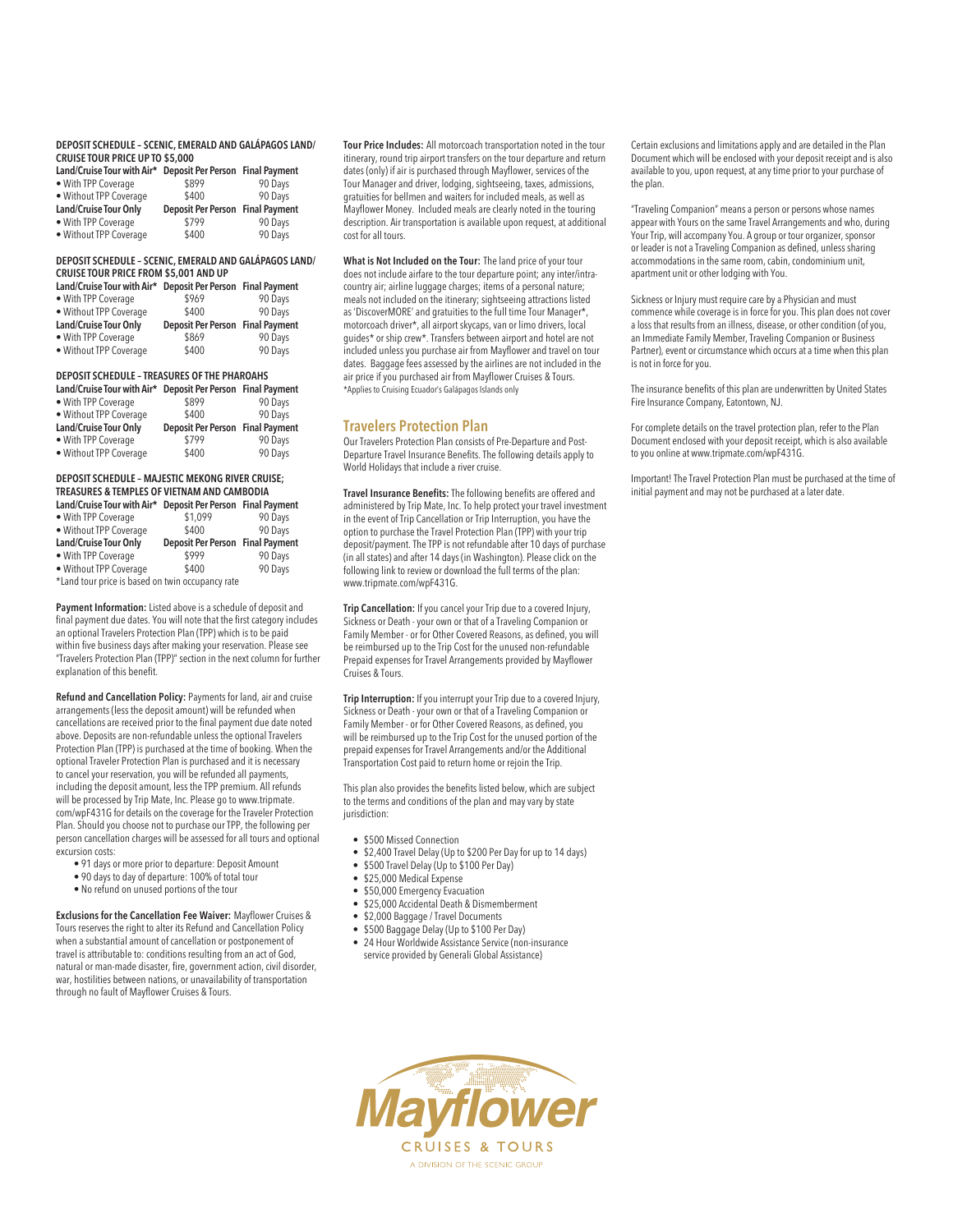### DEPOSIT SCHEDULE – SCENIC, EMERALD AND GALÁPAGOS LAND/CRUISE TOUR PRICE UP TO $5,000

| Land/Cruise Tour with Air* | Deposit Per Person | Final Payment |
|---|---|---|
| • With TPP Coverage | $899 | 90 Days |
| • Without TPP Coverage | $400 | 90 Days |
| **Land/Cruise Tour Only** | **Deposit Per Person** | **Final Payment** |
| • With TPP Coverage | $799 | 90 Days |
| • Without TPP Coverage | $400 | 90 Days |

### DEPOSIT SCHEDULE – SCENIC, EMERALD AND GALÁPAGOS LAND/CRUISE TOUR PRICE FROM $5,001 AND UP

| Land/Cruise Tour with Air* | Deposit Per Person | Final Payment |
|---|---|---|
| • With TPP Coverage | $969 | 90 Days |
| • Without TPP Coverage | $400 | 90 Days |
| **Land/Cruise Tour Only** | **Deposit Per Person** | **Final Payment** |
| • With TPP Coverage | $869 | 90 Days |
| • Without TPP Coverage | $400 | 90 Days |

### DEPOSIT SCHEDULE – TREASURES OF THE PHARAOHS

| Land/Cruise Tour with Air* | Deposit Per Person | Final Payment |
|---|---|---|
| • With TPP Coverage | $899 | 90 Days |
| • Without TPP Coverage | $400 | 90 Days |
| **Land/Cruise Tour Only** | **Deposit Per Person** | **Final Payment** |
| • With TPP Coverage | $799 | 90 Days |
| • Without TPP Coverage | $400 | 90 Days |

### DEPOSIT SCHEDULE – MAJESTIC MEKONG RIVER CRUISE; TREASURES & TEMPLES OF VIETNAM AND CAMBODIA

| Land/Cruise Tour with Air* | Deposit Per Person | Final Payment |
|---|---|---|
| • With TPP Coverage | $1,099 | 90 Days |
| • Without TPP Coverage | $400 | 90 Days |
| **Land/Cruise Tour Only** | **Deposit Per Person** | **Final Payment** |
| • With TPP Coverage | $999 | 90 Days |
| • Without TPP Coverage | $400 | 90 Days |

*Land tour price is based on twin occupancy rate

**Payment Information:** Listed above is a schedule of deposit and final payment due dates. You will note that the first category includes an optional Travelers Protection Plan (TPP) which is to be paid within five business days after making your reservation. Please see "Travelers Protection Plan (TPP)" section in the next column for further explanation of this benefit.

**Refund and Cancellation Policy:** Payments for land, air and cruise arrangements (less the deposit amount) will be refunded when cancellations are received prior to the final payment due date noted above. Deposits are non-refundable unless the optional Travelers Protection Plan (TPP) is purchased at the time of booking. When the optional Traveler Protection Plan is purchased and it is necessary to cancel your reservation, you will be refunded all payments, including the deposit amount, less the TPP premium. All refunds will be processed by Trip Mate, Inc. Please go to www.tripmate.com/wpF431G for details on the coverage for the Traveler Protection Plan. Should you choose not to purchase our TPP, the following per person cancellation charges will be assessed for all tours and optional excursion costs:

- 91 days or more prior to departure: Deposit Amount
- 90 days to day of departure: 100% of total tour
- No refund on unused portions of the tour

**Exclusions for the Cancellation Fee Waiver:** Mayflower Cruises & Tours reserves the right to alter its Refund and Cancellation Policy when a substantial amount of cancellation or postponement of travel is attributable to: conditions resulting from an act of God, natural or man-made disaster, fire, government action, civil disorder, war, hostilities between nations, or unavailability of transportation through no fault of Mayflower Cruises & Tours.

**Tour Price Includes:** All motorcoach transportation noted in the tour itinerary, round trip airport transfers on the tour departure and return dates (only) if air is purchased through Mayflower, services of the Tour Manager and driver, lodging, sightseeing, taxes, admissions, gratuities for bellmen and waiters for included meals, as well as Mayflower Money. Included meals are clearly noted in the touring description. Air transportation is available upon request, at additional cost for all tours.

**What is Not Included on the Tour:** The land price of your tour does not include airfare to the tour departure point; any inter/intra-country air; airline luggage charges; items of a personal nature; meals not included on the itinerary; sightseeing attractions listed as 'DiscoverMORE' and gratuities to the full time Tour Manager*, motorcoach driver*, all airport skycaps, van or limo drivers, local guides* or ship crew*. Transfers between airport and hotel are not included unless you purchase air from Mayflower and travel on tour dates. Baggage fees assessed by the airlines are not included in the air price if you purchased air from Mayflower Cruises & Tours.
*Applies to Cruising Ecuador's Galápagos Islands only

## Travelers Protection Plan

Our Travelers Protection Plan consists of Pre-Departure and Post-Departure Travel Insurance Benefits. The following details apply to World Holidays that include a river cruise.

**Travel Insurance Benefits:** The following benefits are offered and administered by Trip Mate, Inc. To help protect your travel investment in the event of Trip Cancellation or Trip Interruption, you have the option to purchase the Travel Protection Plan (TPP) with your trip deposit/payment. The TPP is not refundable after 10 days of purchase (in all states) and after 14 days (in Washington). Please click on the following link to review or download the full terms of the plan: www.tripmate.com/wpF431G.

**Trip Cancellation:** If you cancel your Trip due to a covered Injury, Sickness or Death - your own or that of a Traveling Companion or Family Member - or for Other Covered Reasons, as defined, you will be reimbursed up to the Trip Cost for the unused non-refundable Prepaid expenses for Travel Arrangements provided by Mayflower Cruises & Tours.

**Trip Interruption:** If you interrupt your Trip due to a covered Injury, Sickness or Death - your own or that of a Traveling Companion or Family Member - or for Other Covered Reasons, as defined, you will be reimbursed up to the Trip Cost for the unused portion of the prepaid expenses for Travel Arrangements and/or the Additional Transportation Cost paid to return home or rejoin the Trip.

This plan also provides the benefits listed below, which are subject to the terms and conditions of the plan and may vary by state jurisdiction:

- $500 Missed Connection
- $2,400 Travel Delay (Up to $200 Per Day for up to 14 days)
- $500 Travel Delay (Up to $100 Per Day)
- $25,000 Medical Expense
- $50,000 Emergency Evacuation
- $25,000 Accidental Death & Dismemberment
- $2,000 Baggage / Travel Documents
- $500 Baggage Delay (Up to $100 Per Day)
- 24 Hour Worldwide Assistance Service (non-insurance service provided by Generali Global Assistance)

Certain exclusions and limitations apply and are detailed in the Plan Document which will be enclosed with your deposit receipt and is also available to you, upon request, at any time prior to your purchase of the plan.

"Traveling Companion" means a person or persons whose names appear with Yours on the same Travel Arrangements and who, during Your Trip, will accompany You. A group or tour organizer, sponsor or leader is not a Traveling Companion as defined, unless sharing accommodations in the same room, cabin, condominium unit, apartment unit or other lodging with You.

Sickness or Injury must require care by a Physician and must commence while coverage is in force for you. This plan does not cover a loss that results from an illness, disease, or other condition (of you, an Immediate Family Member, Traveling Companion or Business Partner), event or circumstance which occurs at a time when this plan is not in force for you.

The insurance benefits of this plan are underwritten by United States Fire Insurance Company, Eatontown, NJ.

For complete details on the travel protection plan, refer to the Plan Document enclosed with your deposit receipt, which is also available to you online at www.tripmate.com/wpF431G.

Important! The Travel Protection Plan must be purchased at the time of initial payment and may not be purchased at a later date.

Mayflower
CRUISES & TOURS
A DIVISION OF THE SCENIC GROUP